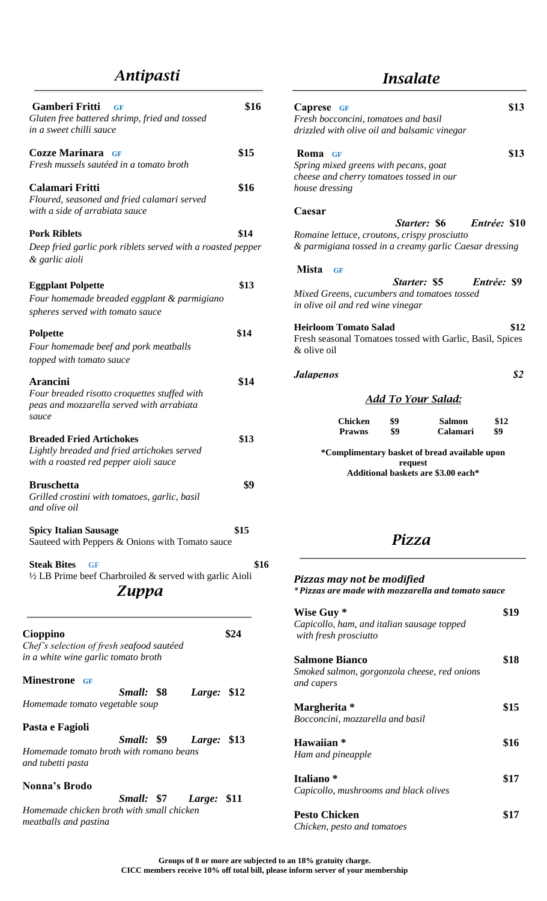## Antipasti

**Gamberi Fritti** GF **$16**
*Gluten free battered shrimp, fried and tossed in a sweet chilli sauce*

**Cozze Marinara** GF **$15**
*Fresh mussels sautéed in a tomato broth*

**Calamari Fritti** **$16**
*Floured, seasoned and fried calamari served with a side of arrabiata sauce*

**Pork Riblets** **$14**
*Deep fried garlic pork riblets served with a roasted pepper & garlic aioli*

**Eggplant Polpette** **$13**
*Four homemade breaded eggplant & parmigiano spheres served with tomato sauce*

**Polpette** **$14**
*Four homemade beef and pork meatballs topped with tomato sauce*

**Arancini** **$14**
*Four breaded risotto croquettes stuffed with peas and mozzarella served with arrabiata sauce*

**Breaded Fried Artichokes** **$13**
*Lightly breaded and fried artichokes served with a roasted red pepper aioli sauce*

**Bruschetta** **$9**
*Grilled crostini with tomatoes, garlic, basil and olive oil*

**Spicy Italian Sausage** **$15**
Sauteed with Peppers & Onions with Tomato sauce

**Steak Bites** GF **$16**
½ LB Prime beef Charbroiled & served with garlic Aioli

## Zuppa

**Cioppino** **$24**
*Chef's selection of fresh seafood sautéed in a white wine garlic tomato broth*

**Minestrone** GF
***Small:* $8** ***Large:* $12**
*Homemade tomato vegetable soup*

**Pasta e Fagioli**
***Small:* $9** ***Large:* $13**
*Homemade tomato broth with romano beans and tubetti pasta*

**Nonna's Brodo**
***Small:* $7** ***Large:* $11**
*Homemade chicken broth with small chicken meatballs and pastina*

## Insalate

**Caprese** GF **$13**
*Fresh bocconcini, tomatoes and basil drizzled with olive oil and balsamic vinegar*

**Roma** GF **$13**
*Spring mixed greens with pecans, goat cheese and cherry tomatoes tossed in our house dressing*

**Caesar**
***Starter:* $6** ***Entrée:* $10**
*Romaine lettuce, croutons, crispy prosciutto & parmigiana tossed in a creamy garlic Caesar dressing*

**Mista** GF
***Starter:* $5** ***Entrée:* $9**
*Mixed Greens, cucumbers and tomatoes tossed in olive oil and red wine vinegar*

**Heirloom Tomato Salad** **$12**
Fresh seasonal Tomatoes tossed with Garlic, Basil, Spices & olive oil

***Jalapenos*** ***$2***

### *Add To Your Salad:*

| | | | |
|---|---|---|---|
| **Chicken** | **$9** | **Salmon** | **$12** |
| **Prawns** | **$9** | **Calamari** | **$9** |

**\*Complimentary basket of bread available upon request**
**Additional baskets are $3.00 each\***

## Pizza

***Pizzas may not be modified***
***\*Pizzas are made with mozzarella and tomato sauce***

**Wise Guy \*** **$19**
*Capicollo, ham, and italian sausage topped with fresh prosciutto*

**Salmone Bianco** **$18**
*Smoked salmon, gorgonzola cheese, red onions and capers*

**Margherita \*** **$15**
*Bocconcini, mozzarella and basil*

**Hawaiian \*** **$16**
*Ham and pineapple*

**Italiano \*** **$17**
*Capicollo, mushrooms and black olives*

**Pesto Chicken** **$17**
*Chicken, pesto and tomatoes*

**Groups of 8 or more are subjected to an 18% gratuity charge.**
**CICC members receive 10% off total bill, please inform server of your membership**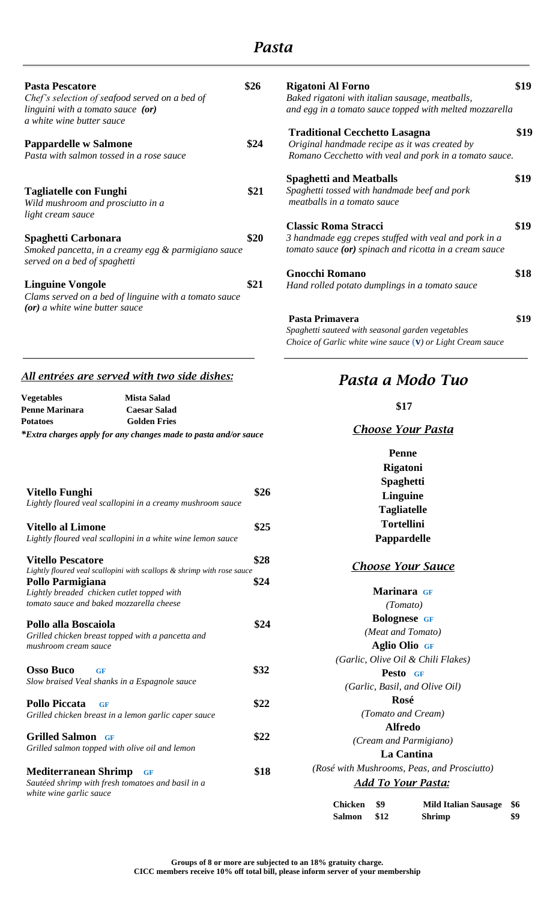# *Pasta*

**Pasta Pescatore** **$26**
*Chef's selection of seafood served on a bed of linguini with a tomato sauce* ***(or)*** *a white wine butter sauce*

**Pappardelle w Salmone** **$24**
*Pasta with salmon tossed in a rose sauce*

**Tagliatelle con Funghi** **$21**
*Wild mushroom and prosciutto in a light cream sauce*

**Spaghetti Carbonara** **$20**
*Smoked pancetta, in a creamy egg & parmigiano sauce served on a bed of spaghetti*

**Linguine Vongole** **$21**
*Clams served on a bed of linguine with a tomato sauce* ***(or)*** *a white wine butter sauce*

**Rigatoni Al Forno** **$19**
*Baked rigatoni with italian sausage, meatballs, and egg in a tomato sauce topped with melted mozzarella*

**Traditional Cecchetto Lasagna** **$19**
*Original handmade recipe as it was created by Romano Cecchetto with veal and pork in a tomato sauce.*

**Spaghetti and Meatballs** **$19**
*Spaghetti tossed with handmade beef and pork meatballs in a tomato sauce*

**Classic Roma Stracci** **$19**
*3 handmade egg crepes stuffed with veal and pork in a tomato sauce* ***(or)*** *spinach and ricotta in a cream sauce*

**Gnocchi Romano** **$18**
*Hand rolled potato dumplings in a tomato sauce*

**Pasta Primavera** **$19**
*Spaghetti sauteed with seasonal garden vegetables*
*Choice of Garlic white wine sauce* **(V)** *or Light Cream sauce*

## *All entrées are served with two side dishes:*

| | |
|---|---|
| **Vegetables** | **Mista Salad** |
| **Penne Marinara** | **Caesar Salad** |
| **Potatoes** | **Golden Fries** |

***\*Extra charges apply for any changes made to pasta and/or sauce***

**Vitello Funghi** **$26**
*Lightly floured veal scallopini in a creamy mushroom sauce*

**Vitello al Limone** **$25**
*Lightly floured veal scallopini in a white wine lemon sauce*

**Vitello Pescatore** **$28**
*Lightly floured veal scallopini with scallops & shrimp with rose sauce*

**Pollo Parmigiana** **$24**
*Lightly breaded chicken cutlet topped with tomato sauce and baked mozzarella cheese*

**Pollo alla Boscaiola** **$24**
*Grilled chicken breast topped with a pancetta and mushroom cream sauce*

**Osso Buco** GF **$32**
*Slow braised Veal shanks in a Espagnole sauce*

**Pollo Piccata** GF **$22**
*Grilled chicken breast in a lemon garlic caper sauce*

**Grilled Salmon** GF **$22**
*Grilled salmon topped with olive oil and lemon*

**Mediterranean Shrimp** GF **$18**
*Sautéed shrimp with fresh tomatoes and basil in a white wine garlic sauce*

# *Pasta a Modo Tuo*

**$17**

## *Choose Your Pasta*

**Penne**
**Rigatoni**
**Spaghetti**
**Linguine**
**Tagliatelle**
**Tortellini**
**Pappardelle**

## *Choose Your Sauce*

**Marinara** GF
*(Tomato)*

**Bolognese** GF
*(Meat and Tomato)*

**Aglio Olio** GF
*(Garlic, Olive Oil & Chili Flakes)*

**Pesto** GF
*(Garlic, Basil, and Olive Oil)*

**Rosé**
*(Tomato and Cream)*

**Alfredo**
*(Cream and Parmigiano)*

**La Cantina**
*(Rosé with Mushrooms, Peas, and Prosciutto)*

## *Add To Your Pasta:*

| | | | |
|---|---|---|---|
| **Chicken** | **$9** | **Mild Italian Sausage** | **$6** |
| **Salmon** | **$12** | **Shrimp** | **$9** |

**Groups of 8 or more are subjected to an 18% gratuity charge.**
**CICC members receive 10% off total bill, please inform server of your membership**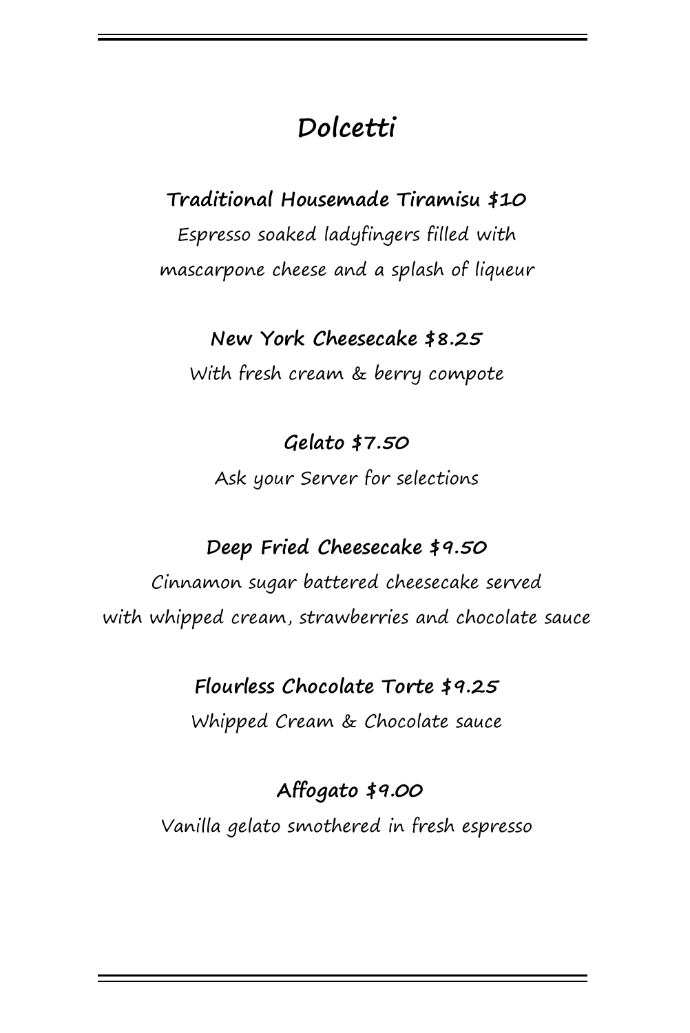# Dolcetti

**Traditional Housemade Tiramisu $10**

Espresso soaked ladyfingers filled with mascarpone cheese and a splash of liqueur

**New York Cheesecake $8.25**

With fresh cream & berry compote

**Gelato $7.50**

Ask your Server for selections

**Deep Fried Cheesecake $9.50**

Cinnamon sugar battered cheesecake served with whipped cream, strawberries and chocolate sauce

**Flourless Chocolate Torte $9.25**

Whipped Cream & Chocolate sauce

**Affogato $9.00**

Vanilla gelato smothered in fresh espresso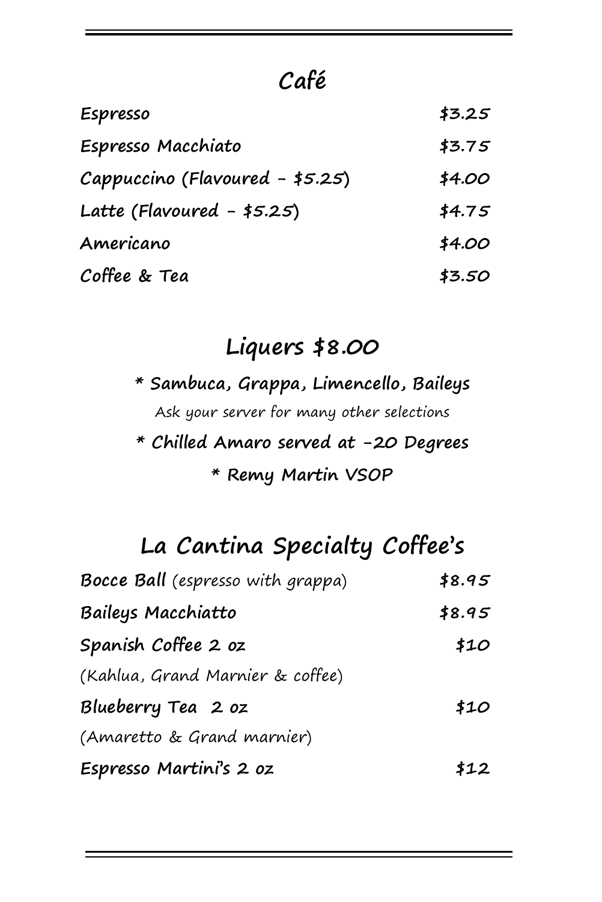## Café

| | |
|---|---|
| **Espresso** | **$3.25** |
| **Espresso Macchiato** | **$3.75** |
| **Cappuccino (Flavoured - $5.25)** | **$4.00** |
| **Latte (Flavoured - $5.25)** | **$4.75** |
| **Americano** | **$4.00** |
| **Coffee & Tea** | **$3.50** |

## Liquers $8.00

**\* Sambuca, Grappa, Limencello, Baileys**

Ask your server for many other selections

**\* Chilled Amaro served at -20 Degrees**

**\* Remy Martin VSOP**

## La Cantina Specialty Coffee's

| | |
|---|---|
| **Bocce Ball** (espresso with grappa) | **$8.95** |
| **Baileys Macchiatto** | **$8.95** |
| **Spanish Coffee 2 oz** (Kahlua, Grand Marnier & coffee) | **$10** |
| **Blueberry Tea 2 oz** (Amaretto & Grand marnier) | **$10** |
| **Espresso Martini's 2 oz** | **$12** |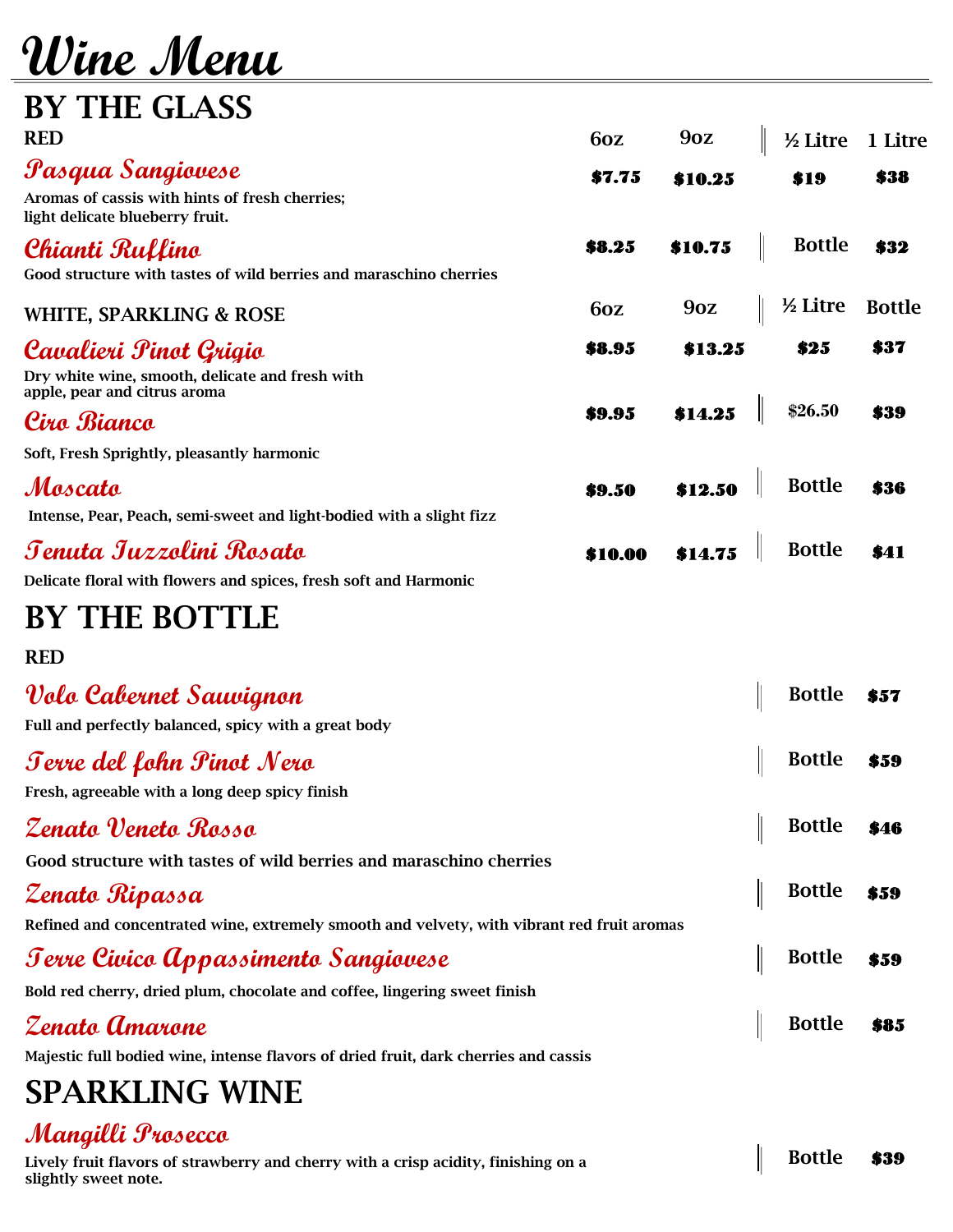# Wine Menu

## BY THE GLASS

| RED | 6oz | 9oz | ½ Litre | 1 Litre |
|---|---|---|---|---|
| ***Pasqua Sangiovese***<br>Aromas of cassis with hints of fresh cherries; light delicate blueberry fruit. | $7.75 | $10.25 | $19 | $38 |
| ***Chianti Ruffino***<br>Good structure with tastes of wild berries and maraschino cherries | $8.25 | $10.75 | Bottle | $32 |

| WHITE, SPARKLING & ROSE | 6oz | 9oz | ½ Litre | Bottle |
|---|---|---|---|---|
| ***Cavalieri Pinot Grigio***<br>Dry white wine, smooth, delicate and fresh with apple, pear and citrus aroma | $8.95 | $13.25 | $25 | $37 |
| ***Ciro Bianco***<br>Soft, Fresh Sprightly, pleasantly harmonic | $9.95 | $14.25 | $26.50 | $39 |
| ***Moscato***<br>Intense, Pear, Peach, semi-sweet and light-bodied with a slight fizz | $9.50 | $12.50 | Bottle | $36 |
| ***Tenuta Iuzzolini Rosato***<br>Delicate floral with flowers and spices, fresh soft and Harmonic | $10.00 | $14.75 | Bottle | $41 |

## BY THE BOTTLE

### RED

***Volo Cabernet Sauvignon*** — Bottle **$57**
Full and perfectly balanced, spicy with a great body

***Terre del fohn Pinot Nero*** — Bottle **$59**
Fresh, agreeable with a long deep spicy finish

***Zenato Veneto Rosso*** — Bottle **$46**
Good structure with tastes of wild berries and maraschino cherries

***Zenato Ripassa*** — Bottle **$59**
Refined and concentrated wine, extremely smooth and velvety, with vibrant red fruit aromas

***Terre Civico Appassimento Sangiovese*** — Bottle **$59**
Bold red cherry, dried plum, chocolate and coffee, lingering sweet finish

***Zenato Amarone*** — Bottle **$85**
Majestic full bodied wine, intense flavors of dried fruit, dark cherries and cassis

## SPARKLING WINE

***Mangilli Prosecco*** — Bottle **$39**
Lively fruit flavors of strawberry and cherry with a crisp acidity, finishing on a slightly sweet note.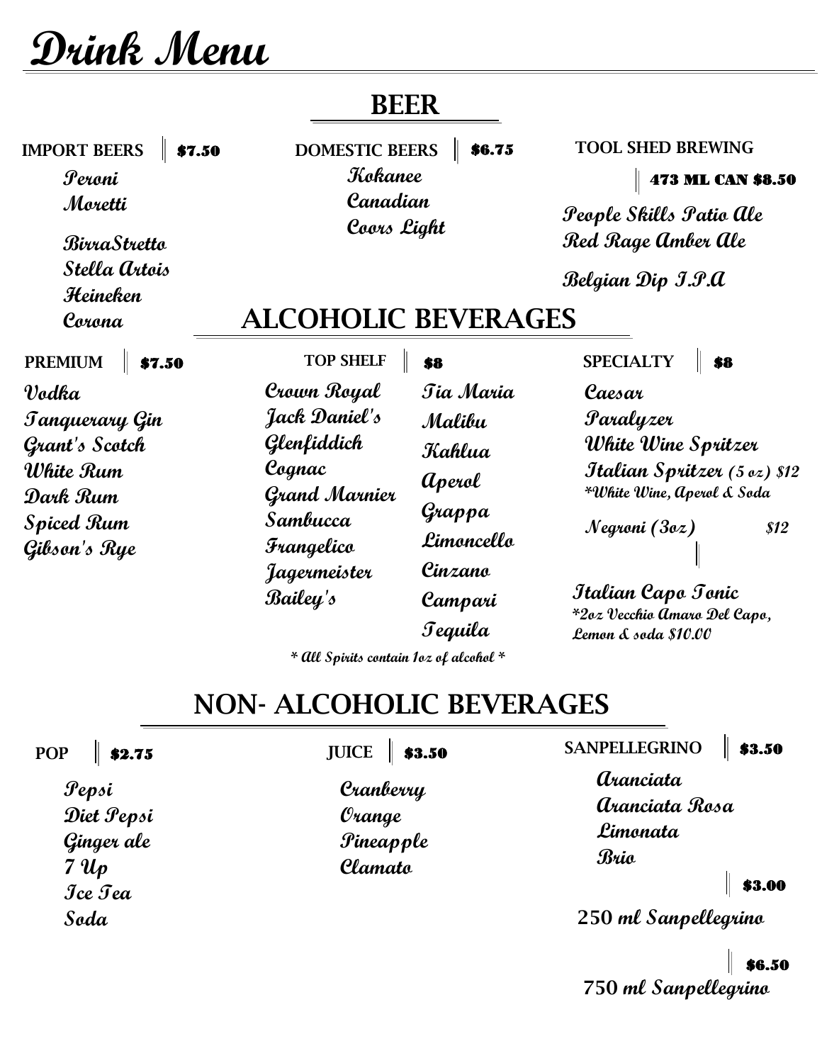# Drink Menu

## BEER

### IMPORT BEERS | $7.50

- Peroni
- Moretti
- BirraStretto
- Stella Artois
- Heineken
- Corona

### DOMESTIC BEERS | $6.75

- Kokanee
- Canadian
- Coors Light

### TOOL SHED BREWING

473 ML CAN $8.50

- People Skills Patio Ale
- Red Rage Amber Ale
- Belgian Dip I.P.A

## ALCOHOLIC BEVERAGES

### PREMIUM | $7.50

- Vodka
- Tanquerary Gin
- Grant's Scotch
- White Rum
- Dark Rum
- Spiced Rum
- Gibson's Rye

### TOP SHELF | $8

- Crown Royal
- Jack Daniel's
- Glenfiddich
- Cognac
- Grand Marnier
- Sambucca
- Frangelico
- Jagermeister
- Bailey's
- Tia Maria
- Malibu
- Kahlua
- Aperol
- Grappa
- Limoncello
- Cinzano
- Campari
- Tequila

### SPECIALTY | $8

- Caesar
- Paralyzer
- White Wine Spritzer
- Italian Spritzer (5 oz) $12
  *White Wine, Aperol & Soda
- Negroni (3oz) $12
- Italian Capo Tonic
  *2oz Vecchio Amaro Del Capo, Lemon & soda $10.00

* All Spirits contain 1oz of alcohol *

## NON- ALCOHOLIC BEVERAGES

### POP | $2.75

- Pepsi
- Diet Pepsi
- Ginger ale
- 7 Up
- Ice Tea
- Soda

### JUICE | $3.50

- Cranberry
- Orange
- Pineapple
- Clamato

### SANPELLEGRINO | $3.50

- Aranciata
- Aranciata Rosa
- Limonata
- Brio

$3.00
250 ml Sanpellegrino

$6.50
750 ml Sanpellegrino